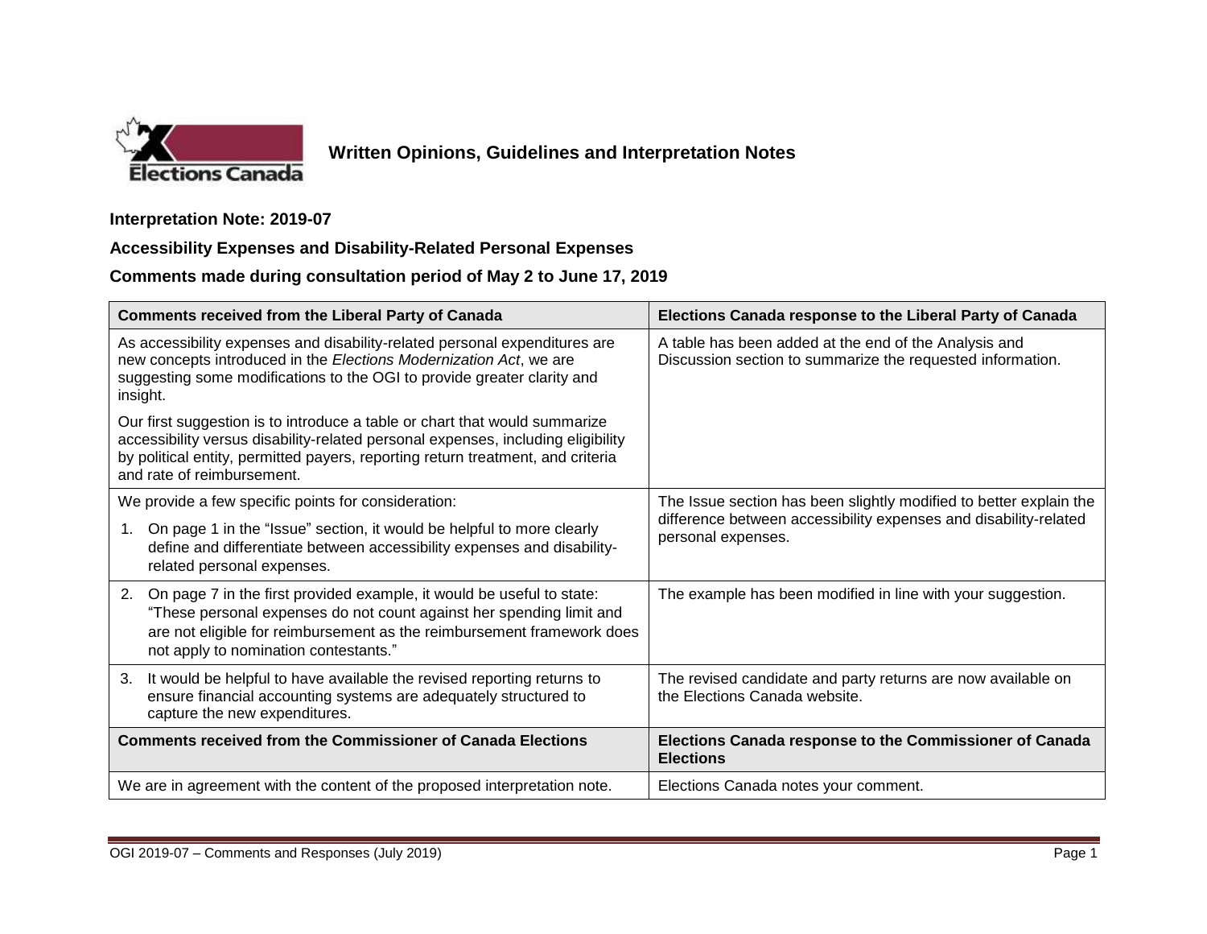## Written Opinions, Guidelines and Interpretation Notes

**Interpretation Note: 2019-07**

**Accessibility Expenses and Disability-Related Personal Expenses**

**Comments made during consultation period of May 2 to June 17, 2019**

| Comments received from the Liberal Party of Canada | Elections Canada response to the Liberal Party of Canada |
|---|---|
| As accessibility expenses and disability-related personal expenditures are new concepts introduced in the *Elections Modernization Act*, we are suggesting some modifications to the OGI to provide greater clarity and insight.<br><br>Our first suggestion is to introduce a table or chart that would summarize accessibility versus disability-related personal expenses, including eligibility by political entity, permitted payers, reporting return treatment, and criteria and rate of reimbursement. | A table has been added at the end of the Analysis and Discussion section to summarize the requested information. |
| We provide a few specific points for consideration:<br><br>1. On page 1 in the "Issue" section, it would be helpful to more clearly define and differentiate between accessibility expenses and disability-related personal expenses. | The Issue section has been slightly modified to better explain the difference between accessibility expenses and disability-related personal expenses. |
| 2. On page 7 in the first provided example, it would be useful to state: "These personal expenses do not count against her spending limit and are not eligible for reimbursement as the reimbursement framework does not apply to nomination contestants." | The example has been modified in line with your suggestion. |
| 3. It would be helpful to have available the revised reporting returns to ensure financial accounting systems are adequately structured to capture the new expenditures. | The revised candidate and party returns are now available on the Elections Canada website. |
| **Comments received from the Commissioner of Canada Elections** | **Elections Canada response to the Commissioner of Canada Elections** |
| We are in agreement with the content of the proposed interpretation note. | Elections Canada notes your comment. |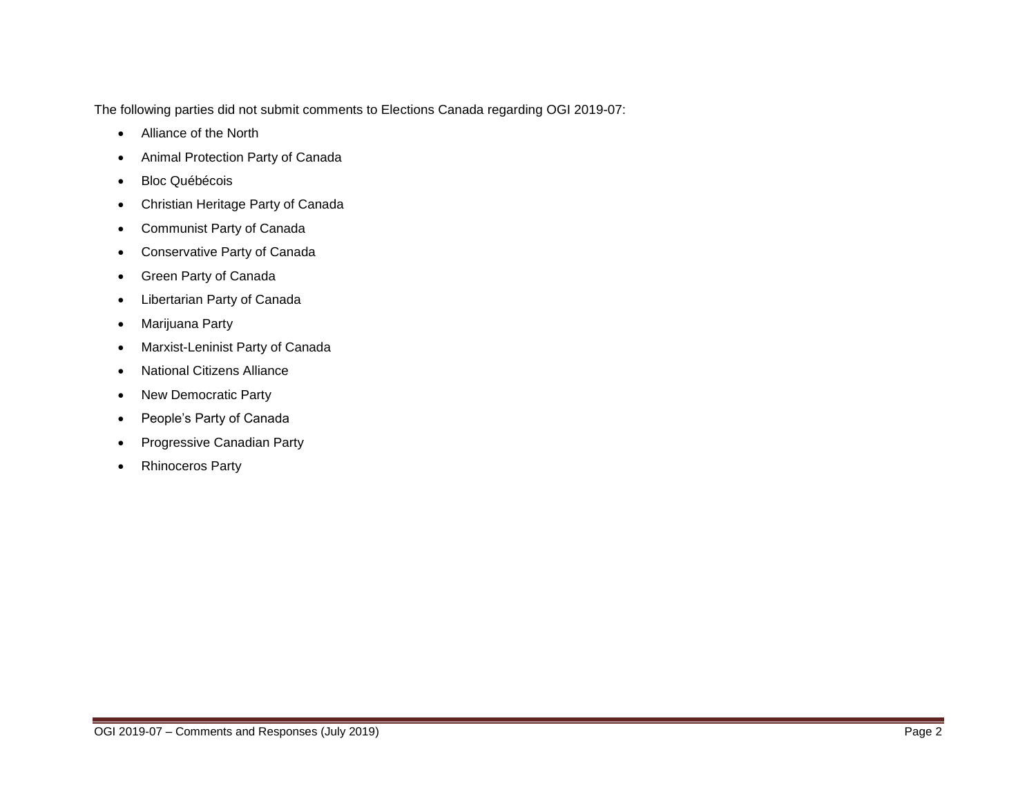The following parties did not submit comments to Elections Canada regarding OGI 2019-07:

- Alliance of the North
- Animal Protection Party of Canada
- Bloc Québécois
- Christian Heritage Party of Canada
- Communist Party of Canada
- Conservative Party of Canada
- Green Party of Canada
- Libertarian Party of Canada
- Marijuana Party
- Marxist-Leninist Party of Canada
- National Citizens Alliance
- New Democratic Party
- People's Party of Canada
- Progressive Canadian Party
- Rhinoceros Party